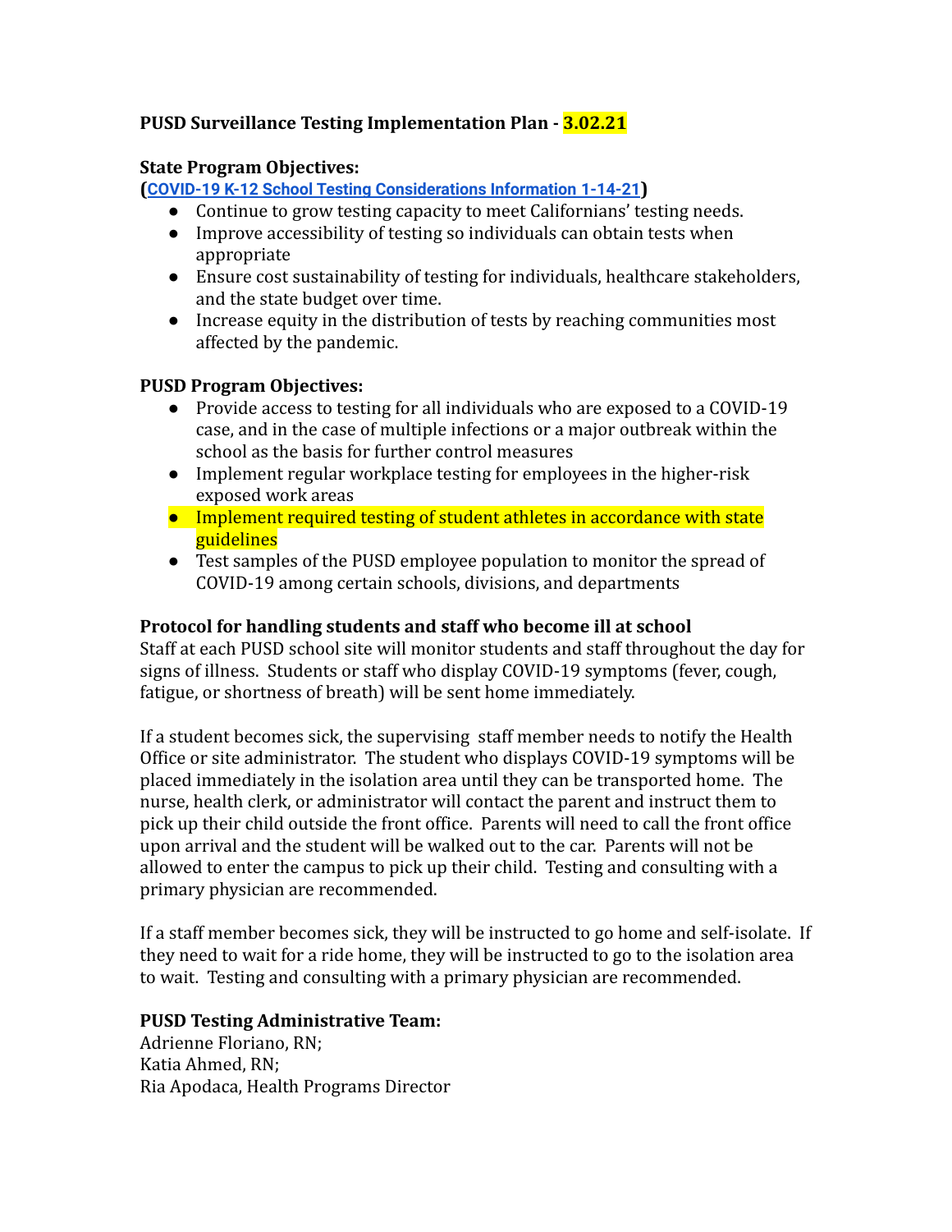**PUSD Surveillance Testing Implementation Plan - 3.02.21**

**State Program Objectives:**
**(COVID-19 K-12 School Testing Considerations Information 1-14-21)**

- Continue to grow testing capacity to meet Californians' testing needs.
- Improve accessibility of testing so individuals can obtain tests when appropriate
- Ensure cost sustainability of testing for individuals, healthcare stakeholders, and the state budget over time.
- Increase equity in the distribution of tests by reaching communities most affected by the pandemic.

**PUSD Program Objectives:**

- Provide access to testing for all individuals who are exposed to a COVID-19 case, and in the case of multiple infections or a major outbreak within the school as the basis for further control measures
- Implement regular workplace testing for employees in the higher-risk exposed work areas
- Implement required testing of student athletes in accordance with state guidelines
- Test samples of the PUSD employee population to monitor the spread of COVID-19 among certain schools, divisions, and departments

**Protocol for handling students and staff who become ill at school**

Staff at each PUSD school site will monitor students and staff throughout the day for signs of illness. Students or staff who display COVID-19 symptoms (fever, cough, fatigue, or shortness of breath) will be sent home immediately.

If a student becomes sick, the supervising staff member needs to notify the Health Office or site administrator. The student who displays COVID-19 symptoms will be placed immediately in the isolation area until they can be transported home. The nurse, health clerk, or administrator will contact the parent and instruct them to pick up their child outside the front office. Parents will need to call the front office upon arrival and the student will be walked out to the car. Parents will not be allowed to enter the campus to pick up their child. Testing and consulting with a primary physician are recommended.

If a staff member becomes sick, they will be instructed to go home and self-isolate. If they need to wait for a ride home, they will be instructed to go to the isolation area to wait. Testing and consulting with a primary physician are recommended.

**PUSD Testing Administrative Team:**

Adrienne Floriano, RN;
Katia Ahmed, RN;
Ria Apodaca, Health Programs Director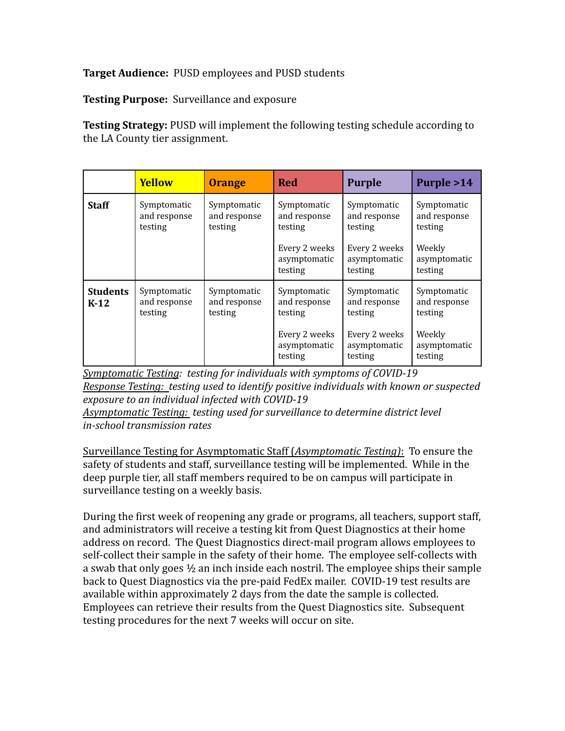**Target Audience:** PUSD employees and PUSD students

**Testing Purpose:** Surveillance and exposure

**Testing Strategy:** PUSD will implement the following testing schedule according to the LA County tier assignment.

| | **Yellow** | **Orange** | **Red** | **Purple** | **Purple >14** |
|---|---|---|---|---|---|
| **Staff** | Symptomatic and response testing | Symptomatic and response testing | Symptomatic and response testing<br><br>Every 2 weeks asymptomatic testing | Symptomatic and response testing<br><br>Every 2 weeks asymptomatic testing | Symptomatic and response testing<br><br>Weekly asymptomatic testing |
| **Students K-12** | Symptomatic and response testing | Symptomatic and response testing | Symptomatic and response testing<br><br>Every 2 weeks asymptomatic testing | Symptomatic and response testing<br><br>Every 2 weeks asymptomatic testing | Symptomatic and response testing<br><br>Weekly asymptomatic testing |

*Symptomatic Testing: testing for individuals with symptoms of COVID-19*
*Response Testing: testing used to identify positive individuals with known or suspected exposure to an individual infected with COVID-19*
*Asymptomatic Testing: testing used for surveillance to determine district level in-school transmission rates*

Surveillance Testing for Asymptomatic Staff (*Asymptomatic Testing)*: To ensure the safety of students and staff, surveillance testing will be implemented. While in the deep purple tier, all staff members required to be on campus will participate in surveillance testing on a weekly basis.

During the first week of reopening any grade or programs, all teachers, support staff, and administrators will receive a testing kit from Quest Diagnostics at their home address on record. The Quest Diagnostics direct-mail program allows employees to self-collect their sample in the safety of their home. The employee self-collects with a swab that only goes ½ an inch inside each nostril. The employee ships their sample back to Quest Diagnostics via the pre-paid FedEx mailer. COVID-19 test results are available within approximately 2 days from the date the sample is collected. Employees can retrieve their results from the Quest Diagnostics site. Subsequent testing procedures for the next 7 weeks will occur on site.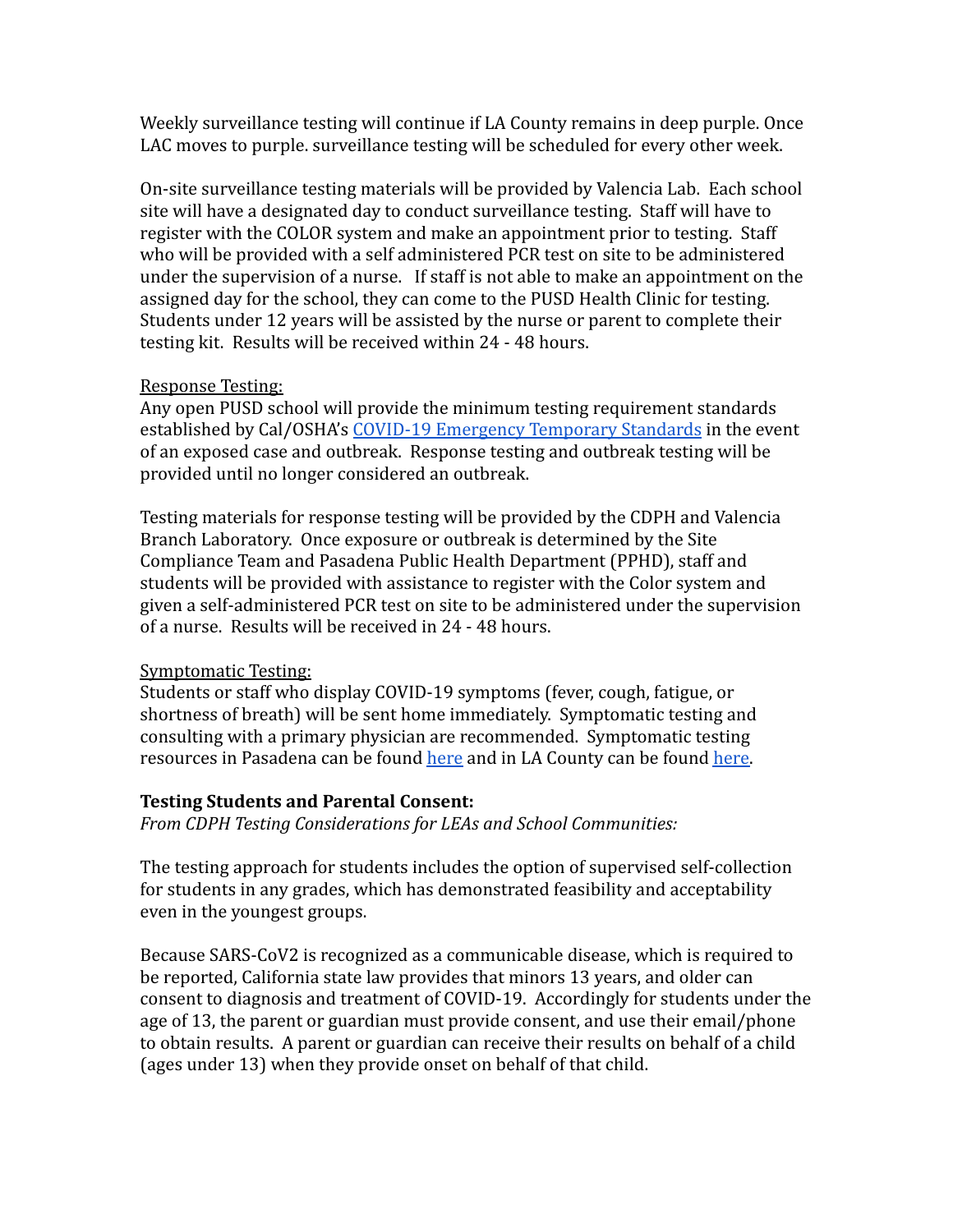Weekly surveillance testing will continue if LA County remains in deep purple. Once LAC moves to purple. surveillance testing will be scheduled for every other week.

On-site surveillance testing materials will be provided by Valencia Lab. Each school site will have a designated day to conduct surveillance testing. Staff will have to register with the COLOR system and make an appointment prior to testing. Staff who will be provided with a self administered PCR test on site to be administered under the supervision of a nurse. If staff is not able to make an appointment on the assigned day for the school, they can come to the PUSD Health Clinic for testing. Students under 12 years will be assisted by the nurse or parent to complete their testing kit. Results will be received within 24 - 48 hours.

<u>Response Testing:</u>
Any open PUSD school will provide the minimum testing requirement standards established by Cal/OSHA's [COVID-19 Emergency Temporary Standards]() in the event of an exposed case and outbreak. Response testing and outbreak testing will be provided until no longer considered an outbreak.

Testing materials for response testing will be provided by the CDPH and Valencia Branch Laboratory. Once exposure or outbreak is determined by the Site Compliance Team and Pasadena Public Health Department (PPHD), staff and students will be provided with assistance to register with the Color system and given a self-administered PCR test on site to be administered under the supervision of a nurse. Results will be received in 24 - 48 hours.

<u>Symptomatic Testing:</u>
Students or staff who display COVID-19 symptoms (fever, cough, fatigue, or shortness of breath) will be sent home immediately. Symptomatic testing and consulting with a primary physician are recommended. Symptomatic testing resources in Pasadena can be found [here]() and in LA County can be found [here]().

**Testing Students and Parental Consent:**
*From CDPH Testing Considerations for LEAs and School Communities:*

The testing approach for students includes the option of supervised self-collection for students in any grades, which has demonstrated feasibility and acceptability even in the youngest groups.

Because SARS-CoV2 is recognized as a communicable disease, which is required to be reported, California state law provides that minors 13 years, and older can consent to diagnosis and treatment of COVID-19. Accordingly for students under the age of 13, the parent or guardian must provide consent, and use their email/phone to obtain results. A parent or guardian can receive their results on behalf of a child (ages under 13) when they provide onset on behalf of that child.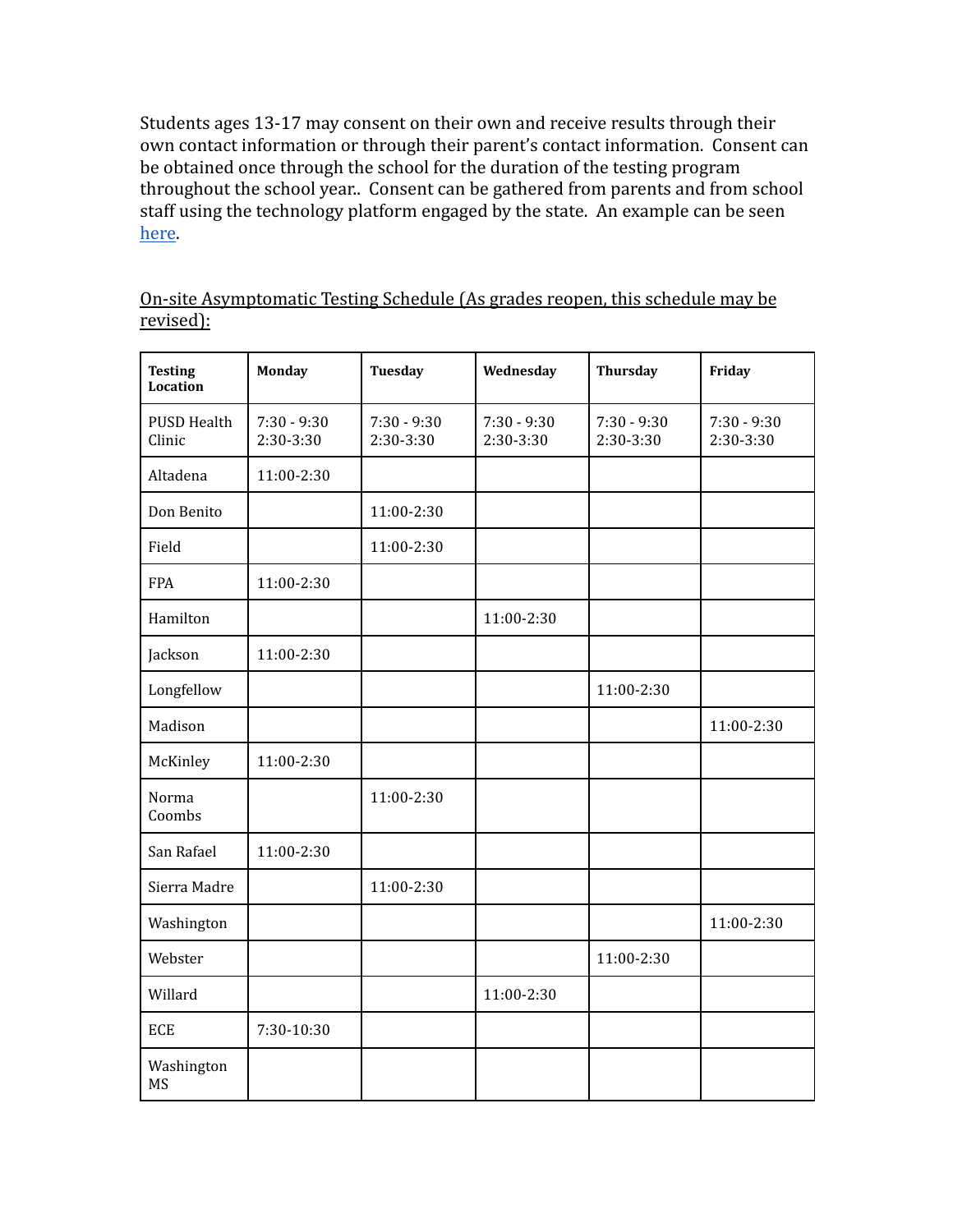Students ages 13-17 may consent on their own and receive results through their own contact information or through their parent's contact information. Consent can be obtained once through the school for the duration of the testing program throughout the school year.. Consent can be gathered from parents and from school staff using the technology platform engaged by the state. An example can be seen here.

On-site Asymptomatic Testing Schedule (As grades reopen, this schedule may be revised):

| Testing Location | Monday | Tuesday | Wednesday | Thursday | Friday |
|---|---|---|---|---|---|
| PUSD Health Clinic | 7:30 - 9:30<br>2:30-3:30 | 7:30 - 9:30<br>2:30-3:30 | 7:30 - 9:30<br>2:30-3:30 | 7:30 - 9:30<br>2:30-3:30 | 7:30 - 9:30<br>2:30-3:30 |
| Altadena | 11:00-2:30 | | | | |
| Don Benito | | 11:00-2:30 | | | |
| Field | | 11:00-2:30 | | | |
| FPA | 11:00-2:30 | | | | |
| Hamilton | | | 11:00-2:30 | | |
| Jackson | 11:00-2:30 | | | | |
| Longfellow | | | | 11:00-2:30 | |
| Madison | | | | | 11:00-2:30 |
| McKinley | 11:00-2:30 | | | | |
| Norma Coombs | | 11:00-2:30 | | | |
| San Rafael | 11:00-2:30 | | | | |
| Sierra Madre | | 11:00-2:30 | | | |
| Washington | | | | | 11:00-2:30 |
| Webster | | | | 11:00-2:30 | |
| Willard | | | 11:00-2:30 | | |
| ECE | 7:30-10:30 | | | | |
| Washington MS | | | | | |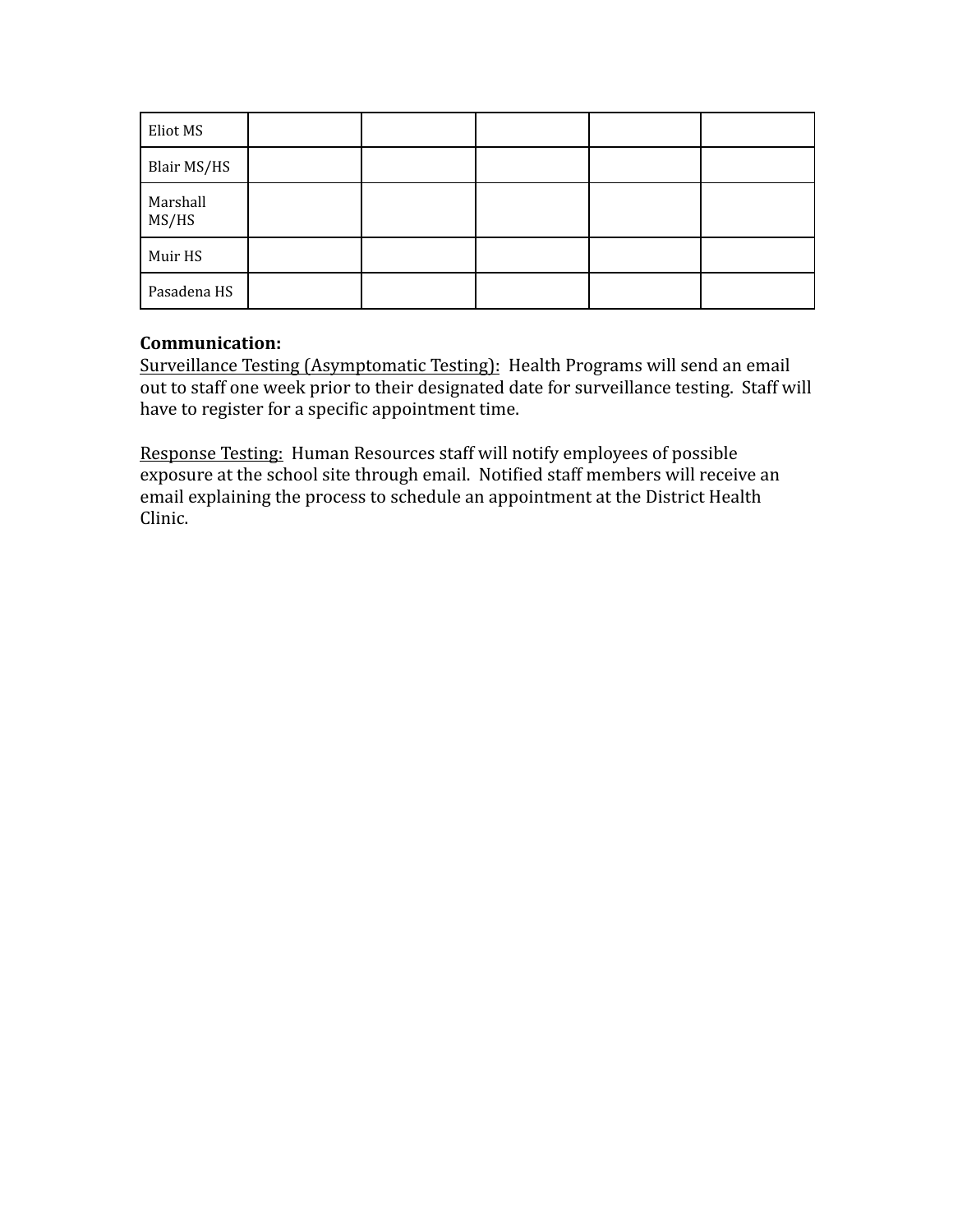| | | | | | |
|---|---|---|---|---|---|
| Eliot MS | | | | | |
| Blair MS/HS | | | | | |
| Marshall MS/HS | | | | | |
| Muir HS | | | | | |
| Pasadena HS | | | | | |

**Communication:**

Surveillance Testing (Asymptomatic Testing): Health Programs will send an email out to staff one week prior to their designated date for surveillance testing. Staff will have to register for a specific appointment time.

Response Testing: Human Resources staff will notify employees of possible exposure at the school site through email. Notified staff members will receive an email explaining the process to schedule an appointment at the District Health Clinic.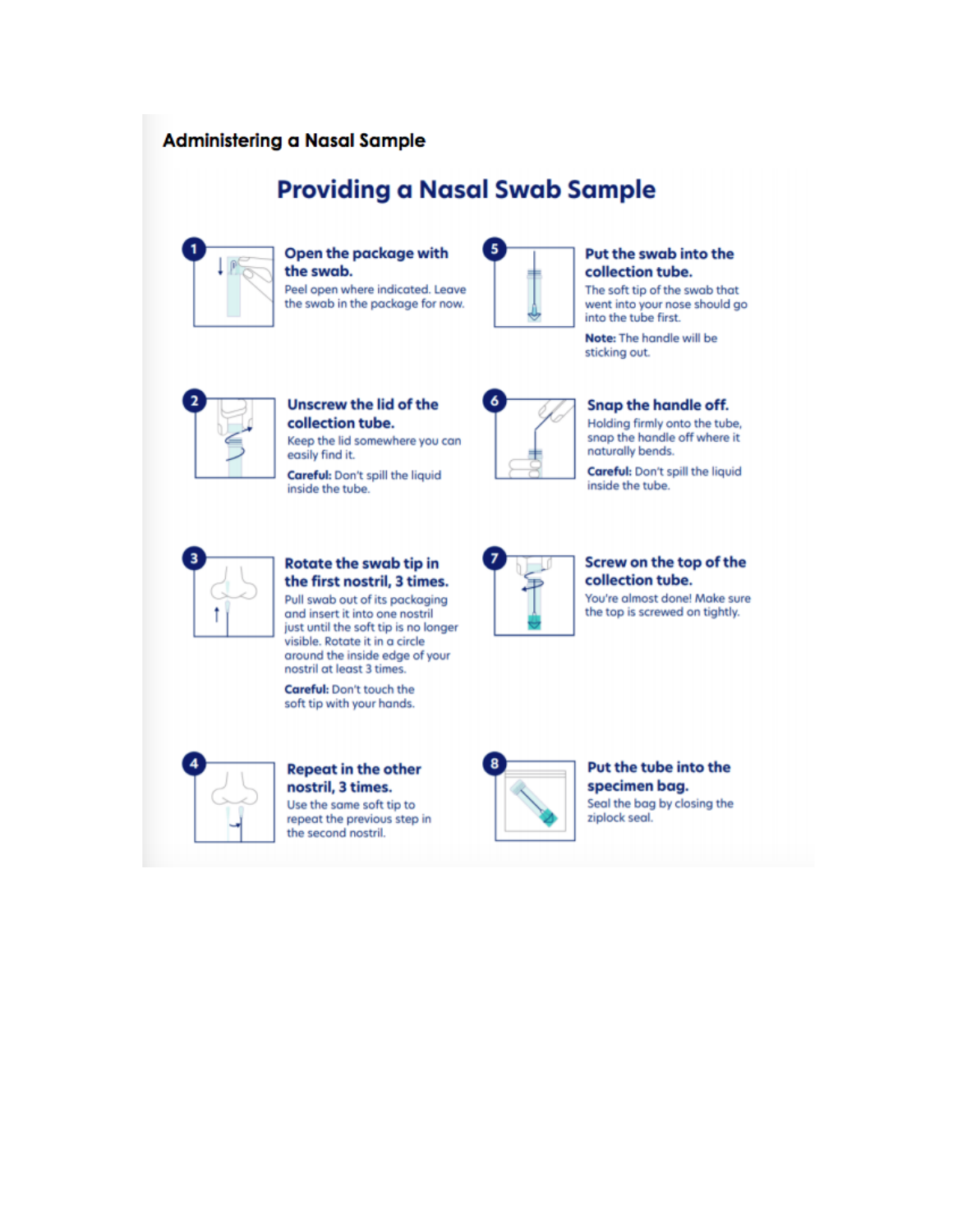## Administering a Nasal Sample

# Providing a Nasal Swab Sample

**1. Open the package with the swab.**

Peel open where indicated. Leave the swab in the package for now.

**2. Unscrew the lid of the collection tube.**

Keep the lid somewhere you can easily find it.

**Careful:** Don't spill the liquid inside the tube.

**3. Rotate the swab tip in the first nostril, 3 times.**

Pull swab out of its packaging and insert it into one nostril just until the soft tip is no longer visible. Rotate it in a circle around the inside edge of your nostril at least 3 times.

**Careful:** Don't touch the soft tip with your hands.

**4. Repeat in the other nostril, 3 times.**

Use the same soft tip to repeat the previous step in the second nostril.

**5. Put the swab into the collection tube.**

The soft tip of the swab that went into your nose should go into the tube first.

**Note:** The handle will be sticking out.

**6. Snap the handle off.**

Holding firmly onto the tube, snap the handle off where it naturally bends.

**Careful:** Don't spill the liquid inside the tube.

**7. Screw on the top of the collection tube.**

You're almost done! Make sure the top is screwed on tightly.

**8. Put the tube into the specimen bag.**

Seal the bag by closing the ziplock seal.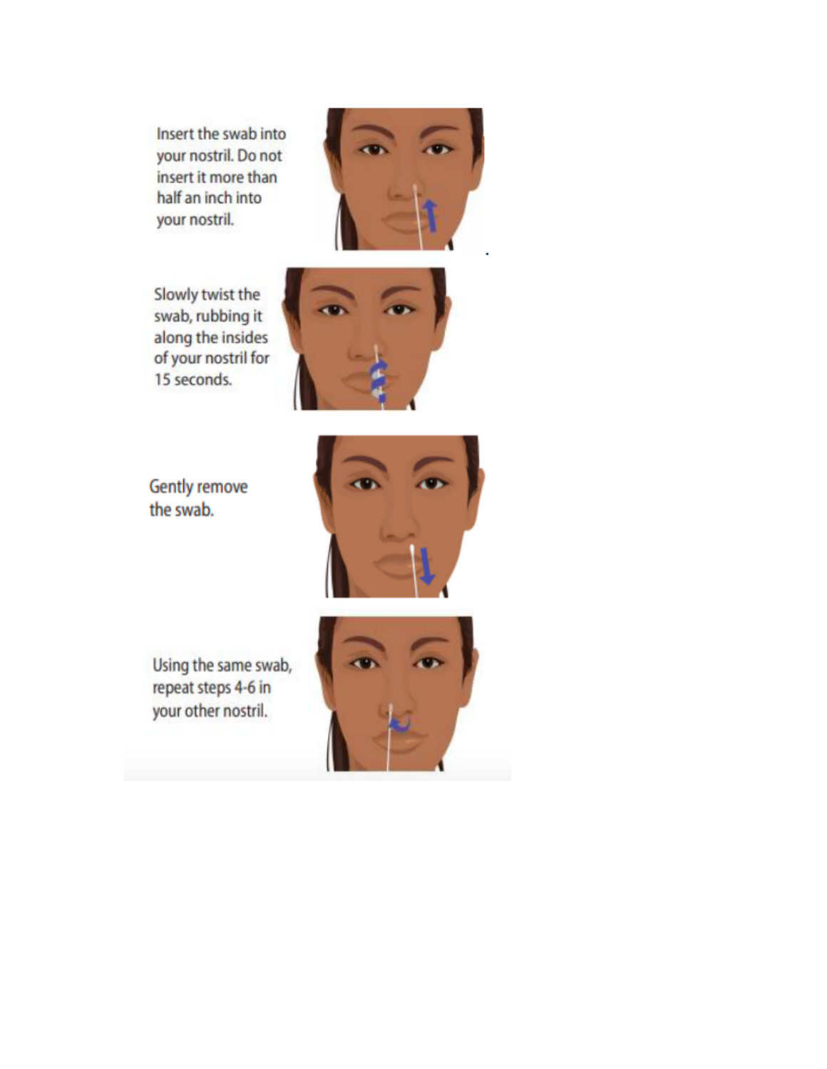Insert the swab into your nostril. Do not insert it more than half an inch into your nostril.

Slowly twist the swab, rubbing it along the insides of your nostril for 15 seconds.

Gently remove the swab.

Using the same swab, repeat steps 4-6 in your other nostril.